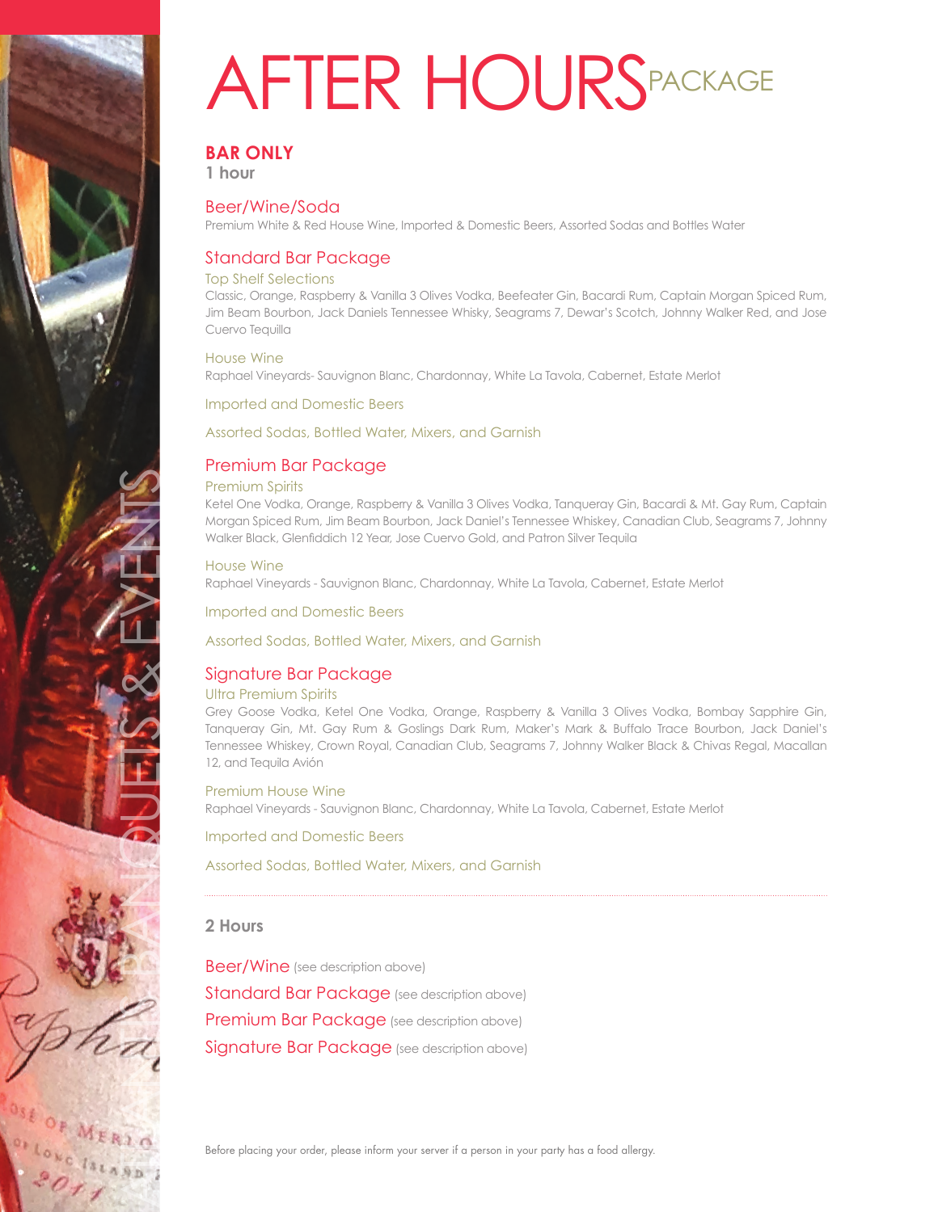# AFTER HOURS PACKAGE

## BAR ONLY

**1 hour**

### Beer/Wine/Soda

Premium White & Red House Wine, Imported & Domestic Beers, Assorted Sodas and Bottles Water

### Standard Bar Package

Top Shelf Selections

Classic, Orange, Raspberry & Vanilla 3 Olives Vodka, Beefeater Gin, Bacardi Rum, Captain Morgan Spiced Rum, Jim Beam Bourbon, Jack Daniels Tennessee Whisky, Seagrams 7, Dewar's Scotch, Johnny Walker Red, and Jose Cuervo Tequilla

House Wine

Raphael Vineyards- Sauvignon Blanc, Chardonnay, White La Tavola, Cabernet, Estate Merlot

Imported and Domestic Beers

Assorted Sodas, Bottled Water, Mixers, and Garnish

### Premium Bar Package

Premium Spirits

Ketel One Vodka, Orange, Raspberry & Vanilla 3 Olives Vodka, Tanqueray Gin, Bacardi & Mt. Gay Rum, Captain Morgan Spiced Rum, Jim Beam Bourbon, Jack Daniel's Tennessee Whiskey, Canadian Club, Seagrams 7, Johnny Walker Black, Glenfiddich 12 Year, Jose Cuervo Gold, and Patron Silver Tequila

House Wine

Raphael Vineyards - Sauvignon Blanc, Chardonnay, White La Tavola, Cabernet, Estate Merlot

Imported and Domestic Beers

Assorted Sodas, Bottled Water, Mixers, and Garnish

### Signature Bar Package

Ultra Premium Spirits

Grey Goose Vodka, Ketel One Vodka, Orange, Raspberry & Vanilla 3 Olives Vodka, Bombay Sapphire Gin, Tanqueray Gin, Mt. Gay Rum & Goslings Dark Rum, Maker's Mark & Buffalo Trace Bourbon, Jack Daniel's Tennessee Whiskey, Crown Royal, Canadian Club, Seagrams 7, Johnny Walker Black & Chivas Regal, Macallan 12, and Tequila Avión

Premium House Wine

Raphael Vineyards - Sauvignon Blanc, Chardonnay, White La Tavola, Cabernet, Estate Merlot

Imported and Domestic Beers

Assorted Sodas, Bottled Water, Mixers, and Garnish

---

**2 Hours**

Beer/Wine (see description above)

Standard Bar Package (see description above)

Premium Bar Package (see description above)

Signature Bar Package (see description above)

Before placing your order, please inform your server if a person in your party has a food allergy.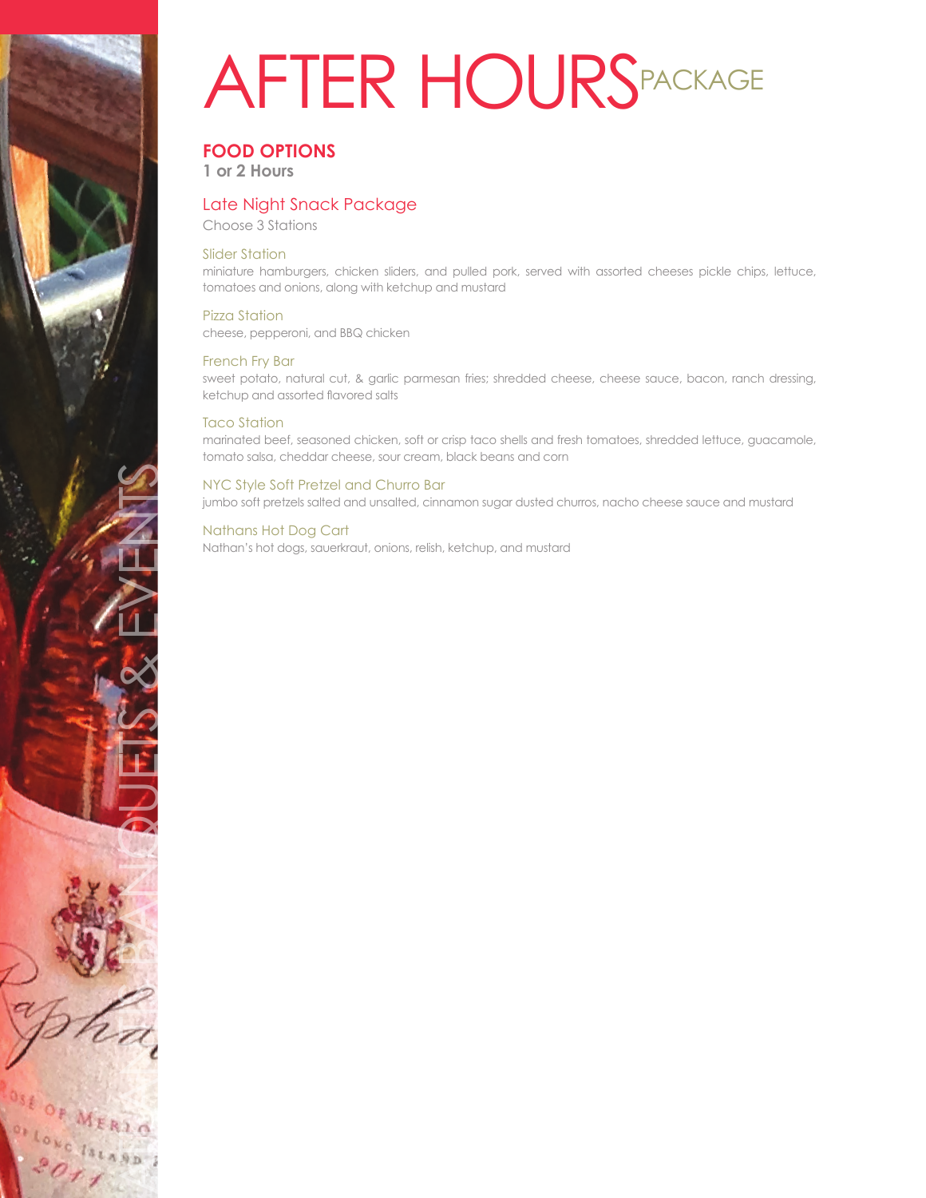# AFTER HOURS PACKAGE

## FOOD OPTIONS

**1 or 2 Hours**

### Late Night Snack Package

Choose 3 Stations

#### Slider Station

miniature hamburgers, chicken sliders, and pulled pork, served with assorted cheeses pickle chips, lettuce, tomatoes and onions, along with ketchup and mustard

#### Pizza Station

cheese, pepperoni, and BBQ chicken

#### French Fry Bar

sweet potato, natural cut, & garlic parmesan fries; shredded cheese, cheese sauce, bacon, ranch dressing, ketchup and assorted flavored salts

#### Taco Station

marinated beef, seasoned chicken, soft or crisp taco shells and fresh tomatoes, shredded lettuce, guacamole, tomato salsa, cheddar cheese, sour cream, black beans and corn

#### NYC Style Soft Pretzel and Churro Bar

jumbo soft pretzels salted and unsalted, cinnamon sugar dusted churros, nacho cheese sauce and mustard

#### Nathans Hot Dog Cart

Nathan's hot dogs, sauerkraut, onions, relish, ketchup, and mustard